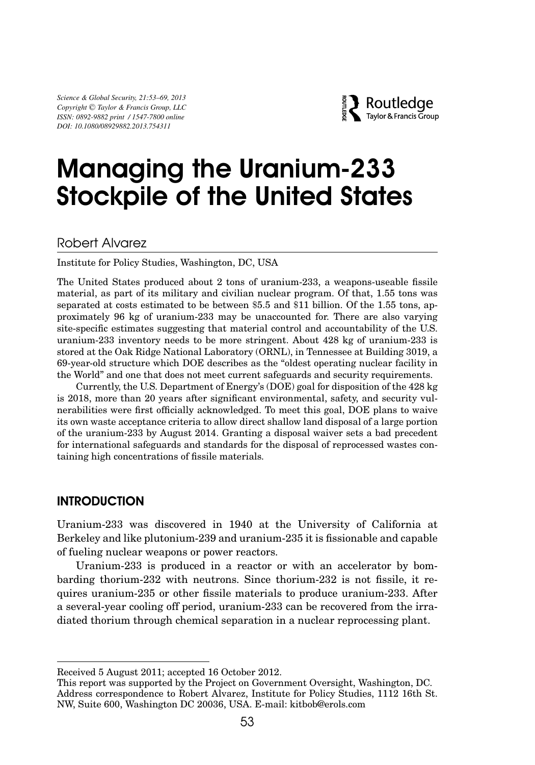# Managing the Uranium-233 Stockpile of the United States

Robert Alvarez

Institute for Policy Studies, Washington, DC, USA

The United States produced about 2 tons of uranium-233, a weapons-useable fissile material, as part of its military and civilian nuclear program. Of that, 1.55 tons was separated at costs estimated to be between \$5.5 and \$11 billion. Of the 1.55 tons, approximately 96 kg of uranium-233 may be unaccounted for. There are also varying site-specific estimates suggesting that material control and accountability of the U.S. uranium-233 inventory needs to be more stringent. About 428 kg of uranium-233 is stored at the Oak Ridge National Laboratory (ORNL), in Tennessee at Building 3019, a 69-year-old structure which DOE describes as the "oldest operating nuclear facility in the World" and one that does not meet current safeguards and security requirements.

Currently, the U.S. Department of Energy's (DOE) goal for disposition of the 428 kg is 2018, more than 20 years after significant environmental, safety, and security vulnerabilities were first officially acknowledged. To meet this goal, DOE plans to waive its own waste acceptance criteria to allow direct shallow land disposal of a large portion of the uranium-233 by August 2014. Granting a disposal waiver sets a bad precedent for international safeguards and standards for the disposal of reprocessed wastes containing high concentrations of fissile materials.

## INTRODUCTION

Uranium-233 was discovered in 1940 at the University of California at Berkeley and like plutonium-239 and uranium-235 it is fissionable and capable of fueling nuclear weapons or power reactors.

Uranium-233 is produced in a reactor or with an accelerator by bombarding thorium-232 with neutrons. Since thorium-232 is not fissile, it requires uranium-235 or other fissile materials to produce uranium-233. After a several-year cooling off period, uranium-233 can be recovered from the irradiated thorium through chemical separation in a nuclear reprocessing plant.

---

Received 5 August 2011; accepted 16 October 2012.

This report was supported by the Project on Government Oversight, Washington, DC.

Address correspondence to Robert Alvarez, Institute for Policy Studies, 1112 16th St. NW, Suite 600, Washington DC 20036, USA. E-mail: kitbob@erols.com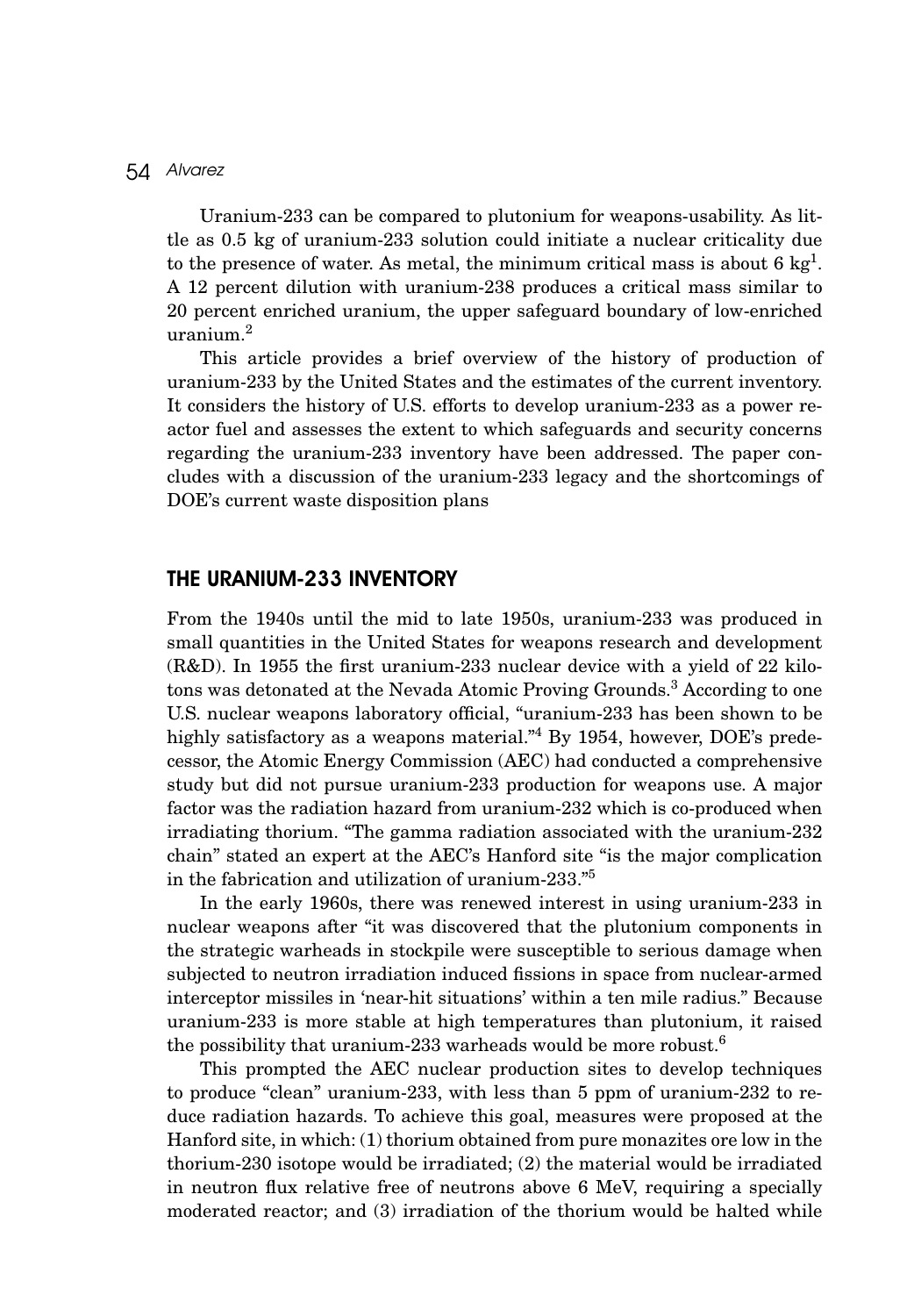Uranium-233 can be compared to plutonium for weapons-usability. As little as 0.5 kg of uranium-233 solution could initiate a nuclear criticality due to the presence of water. As metal, the minimum critical mass is about 6 kg[1]. A 12 percent dilution with uranium-238 produces a critical mass similar to 20 percent enriched uranium, the upper safeguard boundary of low-enriched uranium.[2]

This article provides a brief overview of the history of production of uranium-233 by the United States and the estimates of the current inventory. It considers the history of U.S. efforts to develop uranium-233 as a power reactor fuel and assesses the extent to which safeguards and security concerns regarding the uranium-233 inventory have been addressed. The paper concludes with a discussion of the uranium-233 legacy and the shortcomings of DOE's current waste disposition plans

## THE URANIUM-233 INVENTORY

From the 1940s until the mid to late 1950s, uranium-233 was produced in small quantities in the United States for weapons research and development (R&D). In 1955 the first uranium-233 nuclear device with a yield of 22 kilotons was detonated at the Nevada Atomic Proving Grounds.[3] According to one U.S. nuclear weapons laboratory official, "uranium-233 has been shown to be highly satisfactory as a weapons material."[4] By 1954, however, DOE's predecessor, the Atomic Energy Commission (AEC) had conducted a comprehensive study but did not pursue uranium-233 production for weapons use. A major factor was the radiation hazard from uranium-232 which is co-produced when irradiating thorium. "The gamma radiation associated with the uranium-232 chain" stated an expert at the AEC's Hanford site "is the major complication in the fabrication and utilization of uranium-233."[5]

In the early 1960s, there was renewed interest in using uranium-233 in nuclear weapons after "it was discovered that the plutonium components in the strategic warheads in stockpile were susceptible to serious damage when subjected to neutron irradiation induced fissions in space from nuclear-armed interceptor missiles in 'near-hit situations' within a ten mile radius." Because uranium-233 is more stable at high temperatures than plutonium, it raised the possibility that uranium-233 warheads would be more robust.[6]

This prompted the AEC nuclear production sites to develop techniques to produce "clean" uranium-233, with less than 5 ppm of uranium-232 to reduce radiation hazards. To achieve this goal, measures were proposed at the Hanford site, in which: (1) thorium obtained from pure monazites ore low in the thorium-230 isotope would be irradiated; (2) the material would be irradiated in neutron flux relative free of neutrons above 6 MeV, requiring a specially moderated reactor; and (3) irradiation of the thorium would be halted while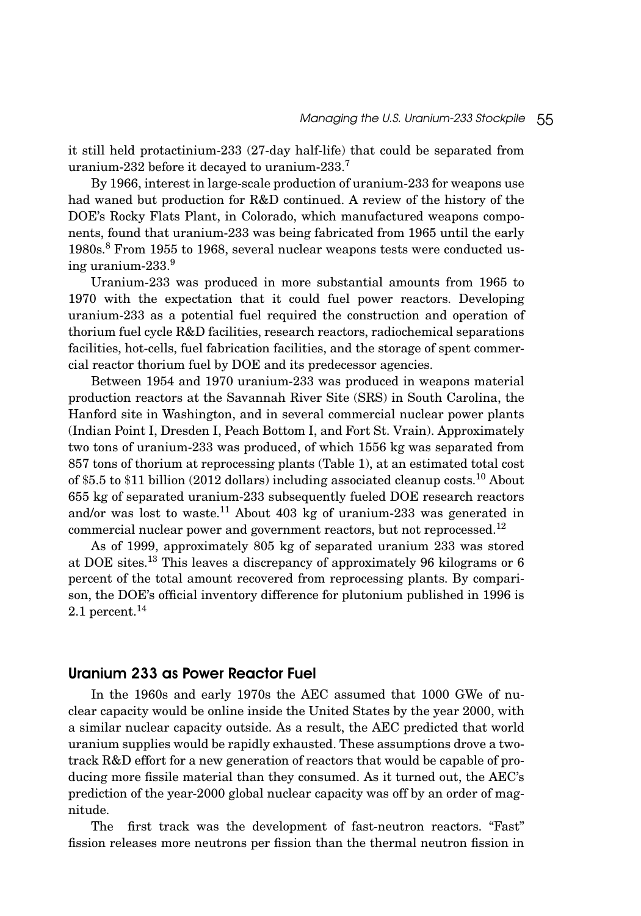it still held protactinium-233 (27-day half-life) that could be separated from uranium-232 before it decayed to uranium-233.[7]

By 1966, interest in large-scale production of uranium-233 for weapons use had waned but production for R&D continued. A review of the history of the DOE's Rocky Flats Plant, in Colorado, which manufactured weapons components, found that uranium-233 was being fabricated from 1965 until the early 1980s.[8] From 1955 to 1968, several nuclear weapons tests were conducted using uranium-233.[9]

Uranium-233 was produced in more substantial amounts from 1965 to 1970 with the expectation that it could fuel power reactors. Developing uranium-233 as a potential fuel required the construction and operation of thorium fuel cycle R&D facilities, research reactors, radiochemical separations facilities, hot-cells, fuel fabrication facilities, and the storage of spent commercial reactor thorium fuel by DOE and its predecessor agencies.

Between 1954 and 1970 uranium-233 was produced in weapons material production reactors at the Savannah River Site (SRS) in South Carolina, the Hanford site in Washington, and in several commercial nuclear power plants (Indian Point I, Dresden I, Peach Bottom I, and Fort St. Vrain). Approximately two tons of uranium-233 was produced, of which 1556 kg was separated from 857 tons of thorium at reprocessing plants (Table 1), at an estimated total cost of \$5.5 to \$11 billion (2012 dollars) including associated cleanup costs.[10] About 655 kg of separated uranium-233 subsequently fueled DOE research reactors and/or was lost to waste.[11] About 403 kg of uranium-233 was generated in commercial nuclear power and government reactors, but not reprocessed.[12]

As of 1999, approximately 805 kg of separated uranium 233 was stored at DOE sites.[13] This leaves a discrepancy of approximately 96 kilograms or 6 percent of the total amount recovered from reprocessing plants. By comparison, the DOE's official inventory difference for plutonium published in 1996 is 2.1 percent.[14]

## Uranium 233 as Power Reactor Fuel

In the 1960s and early 1970s the AEC assumed that 1000 GWe of nuclear capacity would be online inside the United States by the year 2000, with a similar nuclear capacity outside. As a result, the AEC predicted that world uranium supplies would be rapidly exhausted. These assumptions drove a two-track R&D effort for a new generation of reactors that would be capable of producing more fissile material than they consumed. As it turned out, the AEC's prediction of the year-2000 global nuclear capacity was off by an order of magnitude.

The first track was the development of fast-neutron reactors. "Fast" fission releases more neutrons per fission than the thermal neutron fission in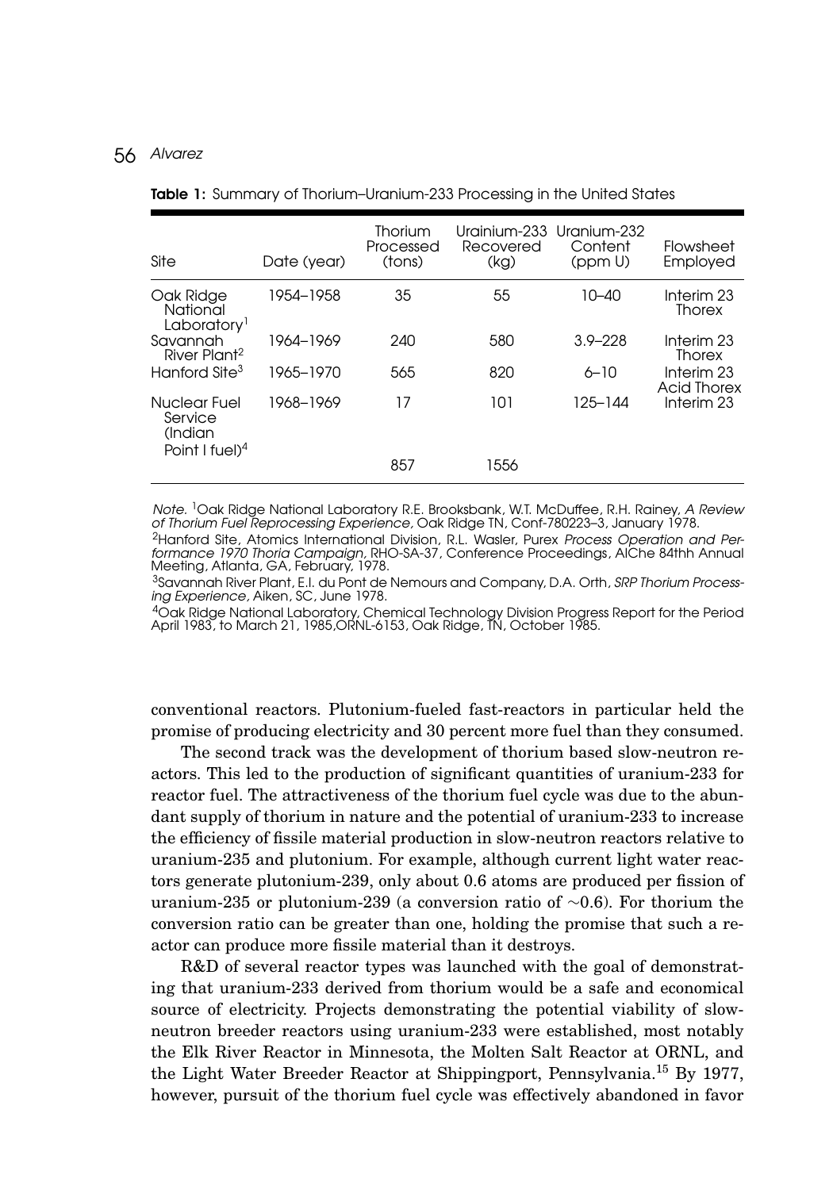**Table 1:** Summary of Thorium–Uranium-233 Processing in the United States

| Site | Date (year) | Thorium Processed (tons) | Urainium-233 Recovered (kg) | Uranium-232 Content (ppm U) | Flowsheet Employed |
|---|---|---|---|---|---|
| Oak Ridge National Laboratory[1] | 1954–1958 | 35 | 55 | 10–40 | Interim 23 Thorex |
| Savannah River Plant[2] | 1964–1969 | 240 | 580 | 3.9–228 | Interim 23 Thorex |
| Hanford Site[3] | 1965–1970 | 565 | 820 | 6–10 | Interim 23 Acid Thorex |
| Nuclear Fuel Service (Indian Point I fuel)[4] | 1968–1969 | 17 | 101 | 125–144 | Interim 23 |
| | | 857 | 1556 | | |

*Note.* [1]Oak Ridge National Laboratory R.E. Brooksbank, W.T. McDuffee, R.H. Rainey, *A Review of Thorium Fuel Reprocessing Experience*, Oak Ridge TN, Conf-780223–3, January 1978.
[2]Hanford Site, Atomics International Division, R.L. Wasler, Purex *Process Operation and Performance 1970 Thoria Campaign*, RHO-SA-37, Conference Proceedings, AIChe 84thh Annual Meeting, Atlanta, GA, February, 1978.
[3]Savannah River Plant, E.I. du Pont de Nemours and Company, D.A. Orth, *SRP Thorium Processing Experience*, Aiken, SC, June 1978.
[4]Oak Ridge National Laboratory, Chemical Technology Division Progress Report for the Period April 1983, to March 21, 1985,ORNL-6153, Oak Ridge, TN, October 1985.

conventional reactors. Plutonium-fueled fast-reactors in particular held the promise of producing electricity and 30 percent more fuel than they consumed.

The second track was the development of thorium based slow-neutron reactors. This led to the production of significant quantities of uranium-233 for reactor fuel. The attractiveness of the thorium fuel cycle was due to the abundant supply of thorium in nature and the potential of uranium-233 to increase the efficiency of fissile material production in slow-neutron reactors relative to uranium-235 and plutonium. For example, although current light water reactors generate plutonium-239, only about 0.6 atoms are produced per fission of uranium-235 or plutonium-239 (a conversion ratio of $\sim$0.6). For thorium the conversion ratio can be greater than one, holding the promise that such a reactor can produce more fissile material than it destroys.

R&D of several reactor types was launched with the goal of demonstrating that uranium-233 derived from thorium would be a safe and economical source of electricity. Projects demonstrating the potential viability of slow-neutron breeder reactors using uranium-233 were established, most notably the Elk River Reactor in Minnesota, the Molten Salt Reactor at ORNL, and the Light Water Breeder Reactor at Shippingport, Pennsylvania.[15] By 1977, however, pursuit of the thorium fuel cycle was effectively abandoned in favor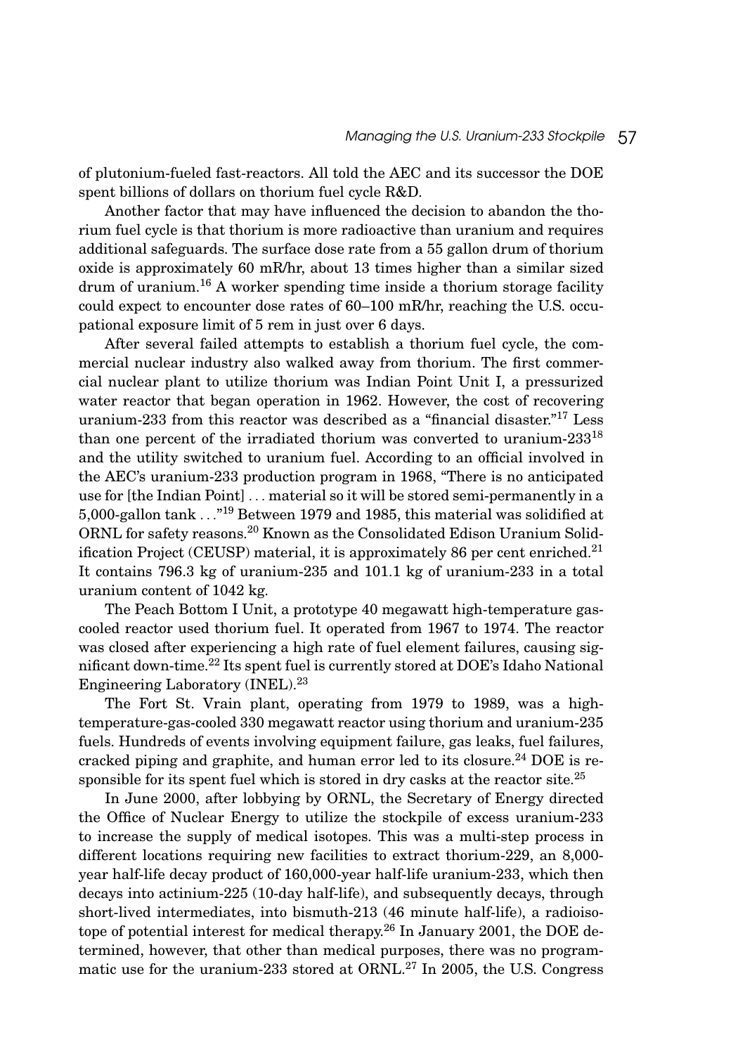of plutonium-fueled fast-reactors. All told the AEC and its successor the DOE spent billions of dollars on thorium fuel cycle R&D.

Another factor that may have influenced the decision to abandon the thorium fuel cycle is that thorium is more radioactive than uranium and requires additional safeguards. The surface dose rate from a 55 gallon drum of thorium oxide is approximately 60 mR/hr, about 13 times higher than a similar sized drum of uranium.[16] A worker spending time inside a thorium storage facility could expect to encounter dose rates of 60–100 mR/hr, reaching the U.S. occupational exposure limit of 5 rem in just over 6 days.

After several failed attempts to establish a thorium fuel cycle, the commercial nuclear industry also walked away from thorium. The first commercial nuclear plant to utilize thorium was Indian Point Unit I, a pressurized water reactor that began operation in 1962. However, the cost of recovering uranium-233 from this reactor was described as a "financial disaster."[17] Less than one percent of the irradiated thorium was converted to uranium-233[18] and the utility switched to uranium fuel. According to an official involved in the AEC's uranium-233 production program in 1968, "There is no anticipated use for [the Indian Point] . . . material so it will be stored semi-permanently in a 5,000-gallon tank . . ."[19] Between 1979 and 1985, this material was solidified at ORNL for safety reasons.[20] Known as the Consolidated Edison Uranium Solidification Project (CEUSP) material, it is approximately 86 per cent enriched.[21] It contains 796.3 kg of uranium-235 and 101.1 kg of uranium-233 in a total uranium content of 1042 kg.

The Peach Bottom I Unit, a prototype 40 megawatt high-temperature gas-cooled reactor used thorium fuel. It operated from 1967 to 1974. The reactor was closed after experiencing a high rate of fuel element failures, causing significant down-time.[22] Its spent fuel is currently stored at DOE's Idaho National Engineering Laboratory (INEL).[23]

The Fort St. Vrain plant, operating from 1979 to 1989, was a high-temperature-gas-cooled 330 megawatt reactor using thorium and uranium-235 fuels. Hundreds of events involving equipment failure, gas leaks, fuel failures, cracked piping and graphite, and human error led to its closure.[24] DOE is responsible for its spent fuel which is stored in dry casks at the reactor site.[25]

In June 2000, after lobbying by ORNL, the Secretary of Energy directed the Office of Nuclear Energy to utilize the stockpile of excess uranium-233 to increase the supply of medical isotopes. This was a multi-step process in different locations requiring new facilities to extract thorium-229, an 8,000-year half-life decay product of 160,000-year half-life uranium-233, which then decays into actinium-225 (10-day half-life), and subsequently decays, through short-lived intermediates, into bismuth-213 (46 minute half-life), a radioisotope of potential interest for medical therapy.[26] In January 2001, the DOE determined, however, that other than medical purposes, there was no programmatic use for the uranium-233 stored at ORNL.[27] In 2005, the U.S. Congress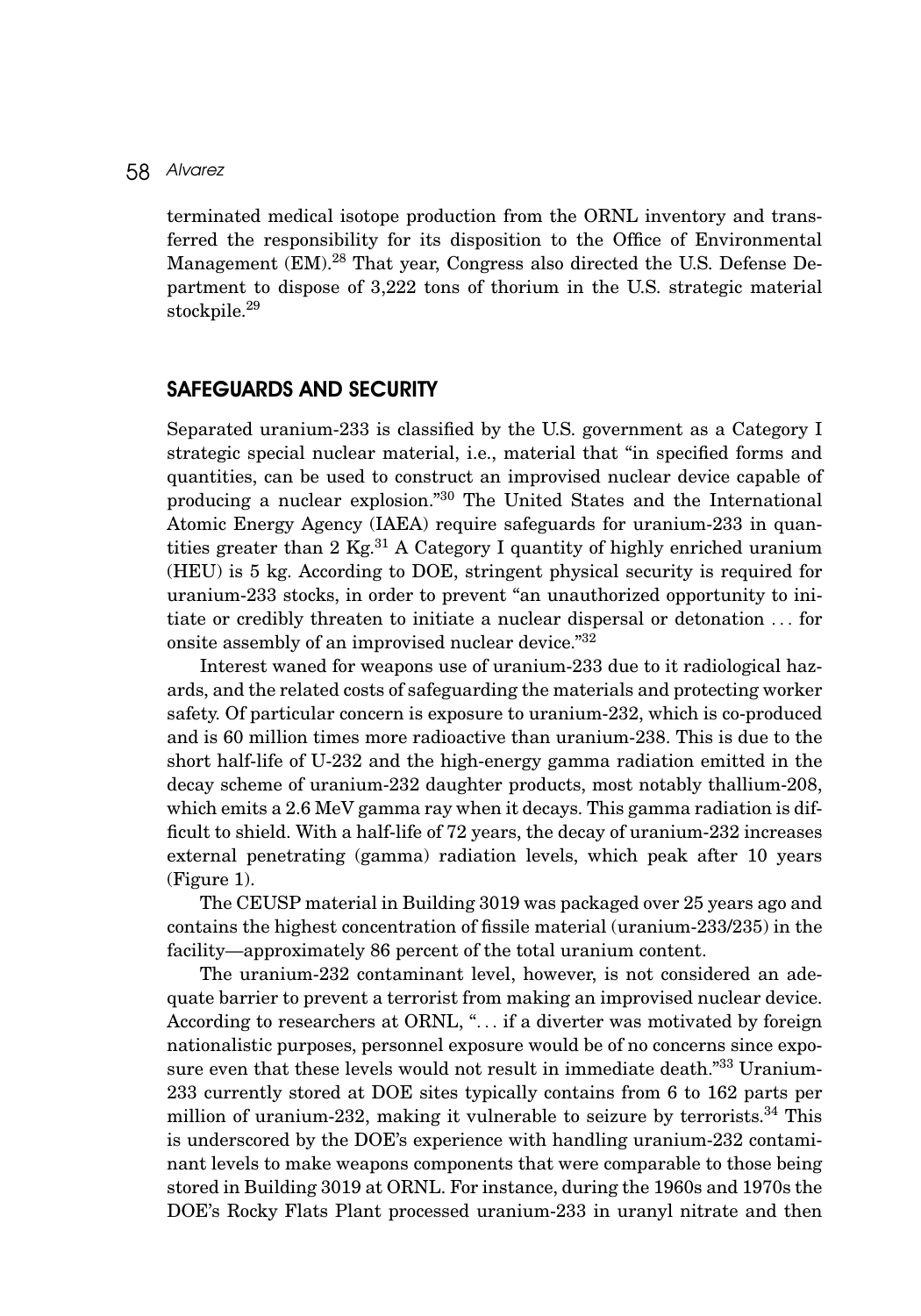terminated medical isotope production from the ORNL inventory and transferred the responsibility for its disposition to the Office of Environmental Management (EM).[28] That year, Congress also directed the U.S. Defense Department to dispose of 3,222 tons of thorium in the U.S. strategic material stockpile.[29]

## SAFEGUARDS AND SECURITY

Separated uranium-233 is classified by the U.S. government as a Category I strategic special nuclear material, i.e., material that "in specified forms and quantities, can be used to construct an improvised nuclear device capable of producing a nuclear explosion."[30] The United States and the International Atomic Energy Agency (IAEA) require safeguards for uranium-233 in quantities greater than 2 Kg.[31] A Category I quantity of highly enriched uranium (HEU) is 5 kg. According to DOE, stringent physical security is required for uranium-233 stocks, in order to prevent "an unauthorized opportunity to initiate or credibly threaten to initiate a nuclear dispersal or detonation ... for onsite assembly of an improvised nuclear device."[32]

Interest waned for weapons use of uranium-233 due to it radiological hazards, and the related costs of safeguarding the materials and protecting worker safety. Of particular concern is exposure to uranium-232, which is co-produced and is 60 million times more radioactive than uranium-238. This is due to the short half-life of U-232 and the high-energy gamma radiation emitted in the decay scheme of uranium-232 daughter products, most notably thallium-208, which emits a 2.6 MeV gamma ray when it decays. This gamma radiation is difficult to shield. With a half-life of 72 years, the decay of uranium-232 increases external penetrating (gamma) radiation levels, which peak after 10 years (Figure 1).

The CEUSP material in Building 3019 was packaged over 25 years ago and contains the highest concentration of fissile material (uranium-233/235) in the facility—approximately 86 percent of the total uranium content.

The uranium-232 contaminant level, however, is not considered an adequate barrier to prevent a terrorist from making an improvised nuclear device. According to researchers at ORNL, "... if a diverter was motivated by foreign nationalistic purposes, personnel exposure would be of no concerns since exposure even that these levels would not result in immediate death."[33] Uranium-233 currently stored at DOE sites typically contains from 6 to 162 parts per million of uranium-232, making it vulnerable to seizure by terrorists.[34] This is underscored by the DOE's experience with handling uranium-232 contaminant levels to make weapons components that were comparable to those being stored in Building 3019 at ORNL. For instance, during the 1960s and 1970s the DOE's Rocky Flats Plant processed uranium-233 in uranyl nitrate and then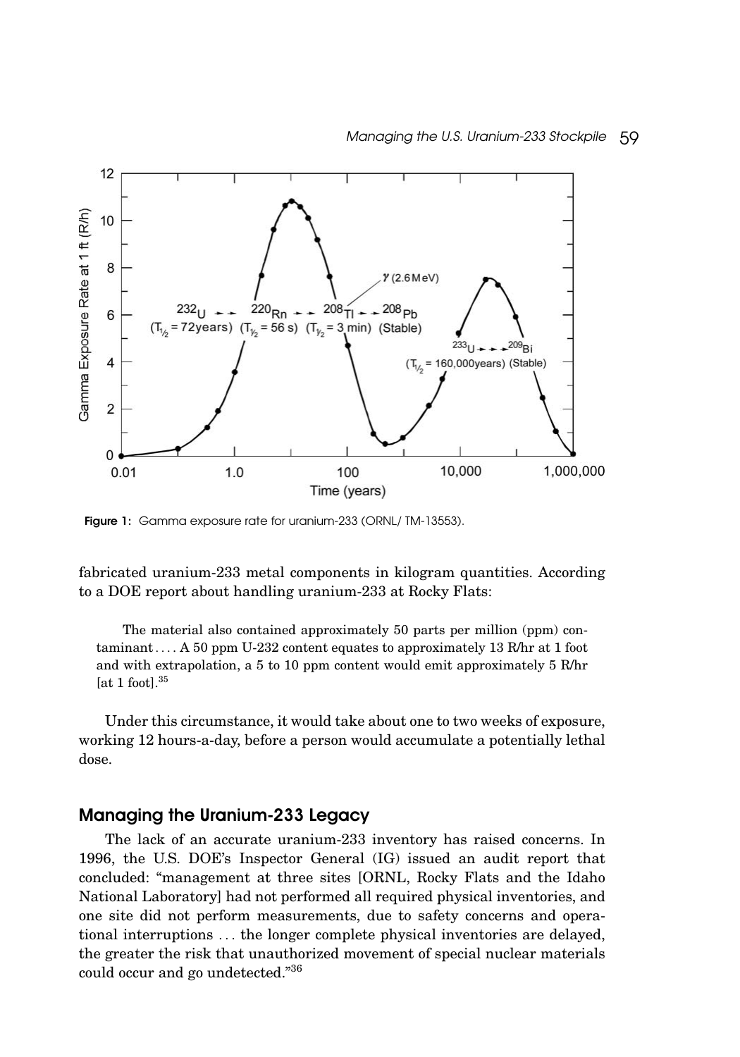Figure 1: Gamma exposure rate for uranium-233 (ORNL/ TM-13553).

fabricated uranium-233 metal components in kilogram quantities. According to a DOE report about handling uranium-233 at Rocky Flats:

> The material also contained approximately 50 parts per million (ppm) contaminant . . . . A 50 ppm U-232 content equates to approximately 13 R/hr at 1 foot and with extrapolation, a 5 to 10 ppm content would emit approximately 5 R/hr [at 1 foot].[35]

Under this circumstance, it would take about one to two weeks of exposure, working 12 hours-a-day, before a person would accumulate a potentially lethal dose.

## Managing the Uranium-233 Legacy

The lack of an accurate uranium-233 inventory has raised concerns. In 1996, the U.S. DOE's Inspector General (IG) issued an audit report that concluded: "management at three sites [ORNL, Rocky Flats and the Idaho National Laboratory] had not performed all required physical inventories, and one site did not perform measurements, due to safety concerns and operational interruptions . . . the longer complete physical inventories are delayed, the greater the risk that unauthorized movement of special nuclear materials could occur and go undetected."[36]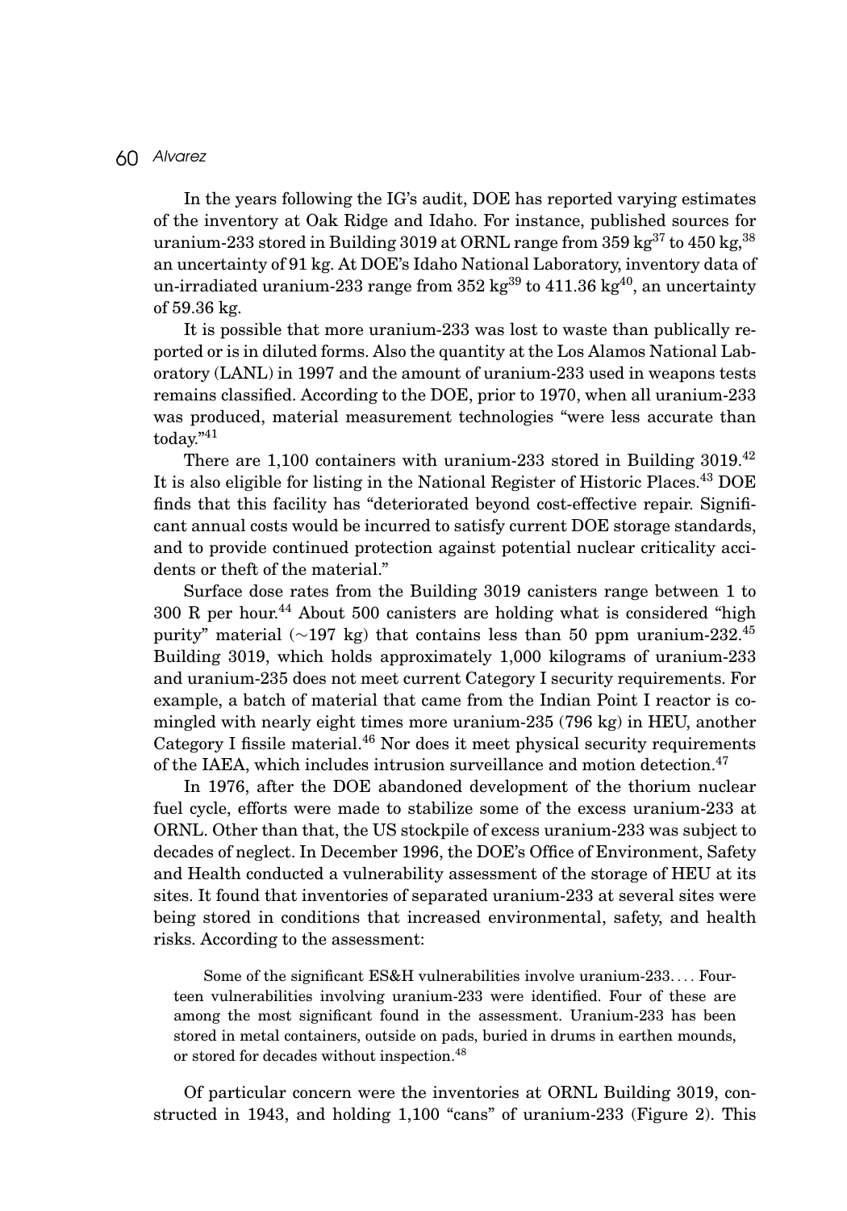In the years following the IG's audit, DOE has reported varying estimates of the inventory at Oak Ridge and Idaho. For instance, published sources for uranium-233 stored in Building 3019 at ORNL range from 359 kg[37] to 450 kg,[38] an uncertainty of 91 kg. At DOE's Idaho National Laboratory, inventory data of un-irradiated uranium-233 range from 352 kg[39] to 411.36 kg[40], an uncertainty of 59.36 kg.

It is possible that more uranium-233 was lost to waste than publically reported or is in diluted forms. Also the quantity at the Los Alamos National Laboratory (LANL) in 1997 and the amount of uranium-233 used in weapons tests remains classified. According to the DOE, prior to 1970, when all uranium-233 was produced, material measurement technologies "were less accurate than today."[41]

There are 1,100 containers with uranium-233 stored in Building 3019.[42] It is also eligible for listing in the National Register of Historic Places.[43] DOE finds that this facility has "deteriorated beyond cost-effective repair. Significant annual costs would be incurred to satisfy current DOE storage standards, and to provide continued protection against potential nuclear criticality accidents or theft of the material."

Surface dose rates from the Building 3019 canisters range between 1 to 300 R per hour.[44] About 500 canisters are holding what is considered "high purity" material (~197 kg) that contains less than 50 ppm uranium-232.[45] Building 3019, which holds approximately 1,000 kilograms of uranium-233 and uranium-235 does not meet current Category I security requirements. For example, a batch of material that came from the Indian Point I reactor is comingled with nearly eight times more uranium-235 (796 kg) in HEU, another Category I fissile material.[46] Nor does it meet physical security requirements of the IAEA, which includes intrusion surveillance and motion detection.[47]

In 1976, after the DOE abandoned development of the thorium nuclear fuel cycle, efforts were made to stabilize some of the excess uranium-233 at ORNL. Other than that, the US stockpile of excess uranium-233 was subject to decades of neglect. In December 1996, the DOE's Office of Environment, Safety and Health conducted a vulnerability assessment of the storage of HEU at its sites. It found that inventories of separated uranium-233 at several sites were being stored in conditions that increased environmental, safety, and health risks. According to the assessment:

> Some of the significant ES&H vulnerabilities involve uranium-233.... Fourteen vulnerabilities involving uranium-233 were identified. Four of these are among the most significant found in the assessment. Uranium-233 has been stored in metal containers, outside on pads, buried in drums in earthen mounds, or stored for decades without inspection.[48]

Of particular concern were the inventories at ORNL Building 3019, constructed in 1943, and holding 1,100 "cans" of uranium-233 (Figure 2). This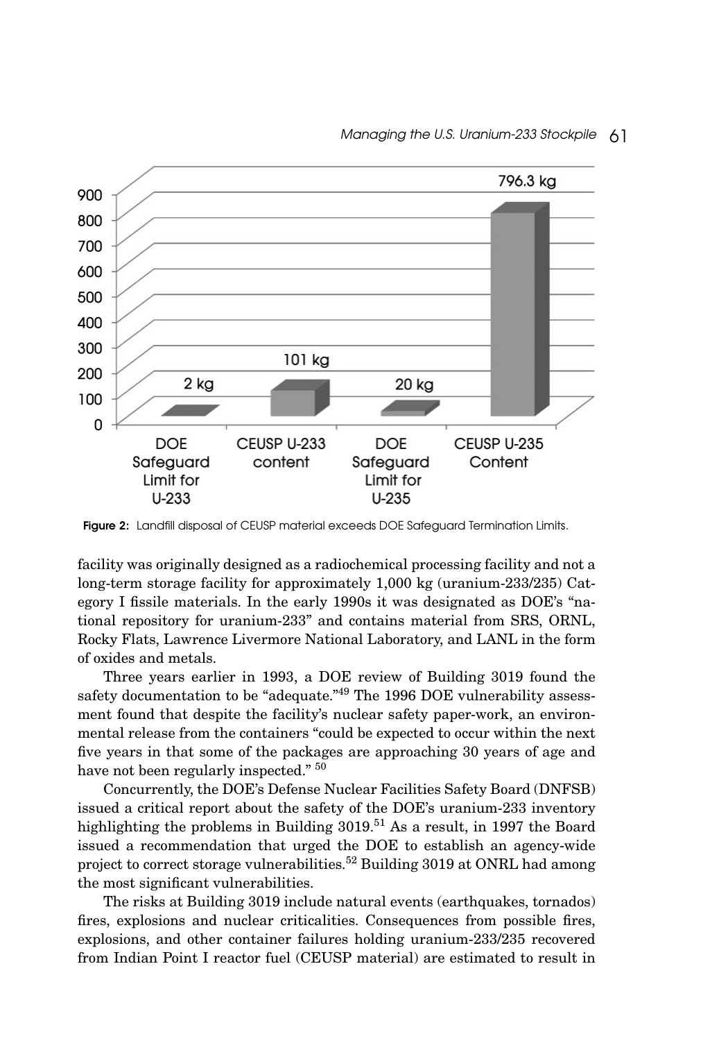**Figure 2:** Landfill disposal of CEUSP material exceeds DOE Safeguard Termination Limits.

facility was originally designed as a radiochemical processing facility and not a long-term storage facility for approximately 1,000 kg (uranium-233/235) Category I fissile materials. In the early 1990s it was designated as DOE's "national repository for uranium-233" and contains material from SRS, ORNL, Rocky Flats, Lawrence Livermore National Laboratory, and LANL in the form of oxides and metals.

Three years earlier in 1993, a DOE review of Building 3019 found the safety documentation to be "adequate."[49] The 1996 DOE vulnerability assessment found that despite the facility's nuclear safety paper-work, an environmental release from the containers "could be expected to occur within the next five years in that some of the packages are approaching 30 years of age and have not been regularly inspected." [50]

Concurrently, the DOE's Defense Nuclear Facilities Safety Board (DNFSB) issued a critical report about the safety of the DOE's uranium-233 inventory highlighting the problems in Building 3019.[51] As a result, in 1997 the Board issued a recommendation that urged the DOE to establish an agency-wide project to correct storage vulnerabilities.[52] Building 3019 at ONRL had among the most significant vulnerabilities.

The risks at Building 3019 include natural events (earthquakes, tornados) fires, explosions and nuclear criticalities. Consequences from possible fires, explosions, and other container failures holding uranium-233/235 recovered from Indian Point I reactor fuel (CEUSP material) are estimated to result in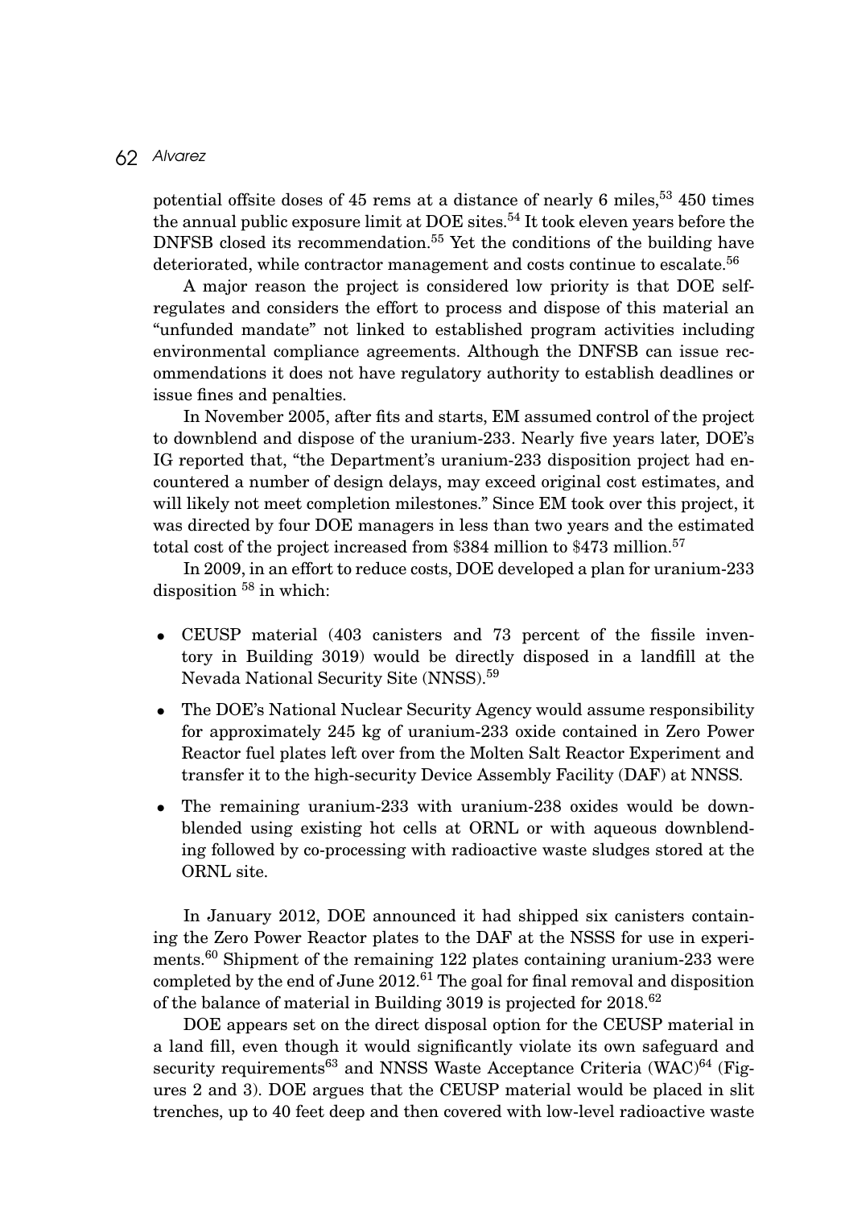potential offsite doses of 45 rems at a distance of nearly 6 miles,[53] 450 times the annual public exposure limit at DOE sites.[54] It took eleven years before the DNFSB closed its recommendation.[55] Yet the conditions of the building have deteriorated, while contractor management and costs continue to escalate.[56]

A major reason the project is considered low priority is that DOE self-regulates and considers the effort to process and dispose of this material an "unfunded mandate" not linked to established program activities including environmental compliance agreements. Although the DNFSB can issue recommendations it does not have regulatory authority to establish deadlines or issue fines and penalties.

In November 2005, after fits and starts, EM assumed control of the project to downblend and dispose of the uranium-233. Nearly five years later, DOE's IG reported that, "the Department's uranium-233 disposition project had encountered a number of design delays, may exceed original cost estimates, and will likely not meet completion milestones." Since EM took over this project, it was directed by four DOE managers in less than two years and the estimated total cost of the project increased from $384 million to $473 million.[57]

In 2009, in an effort to reduce costs, DOE developed a plan for uranium-233 disposition [58] in which:

- CEUSP material (403 canisters and 73 percent of the fissile inventory in Building 3019) would be directly disposed in a landfill at the Nevada National Security Site (NNSS).[59]
- The DOE's National Nuclear Security Agency would assume responsibility for approximately 245 kg of uranium-233 oxide contained in Zero Power Reactor fuel plates left over from the Molten Salt Reactor Experiment and transfer it to the high-security Device Assembly Facility (DAF) at NNSS.
- The remaining uranium-233 with uranium-238 oxides would be downblended using existing hot cells at ORNL or with aqueous downblending followed by co-processing with radioactive waste sludges stored at the ORNL site.

In January 2012, DOE announced it had shipped six canisters containing the Zero Power Reactor plates to the DAF at the NSSS for use in experiments.[60] Shipment of the remaining 122 plates containing uranium-233 were completed by the end of June 2012.[61] The goal for final removal and disposition of the balance of material in Building 3019 is projected for 2018.[62]

DOE appears set on the direct disposal option for the CEUSP material in a land fill, even though it would significantly violate its own safeguard and security requirements[63] and NNSS Waste Acceptance Criteria (WAC)[64] (Figures 2 and 3). DOE argues that the CEUSP material would be placed in slit trenches, up to 40 feet deep and then covered with low-level radioactive waste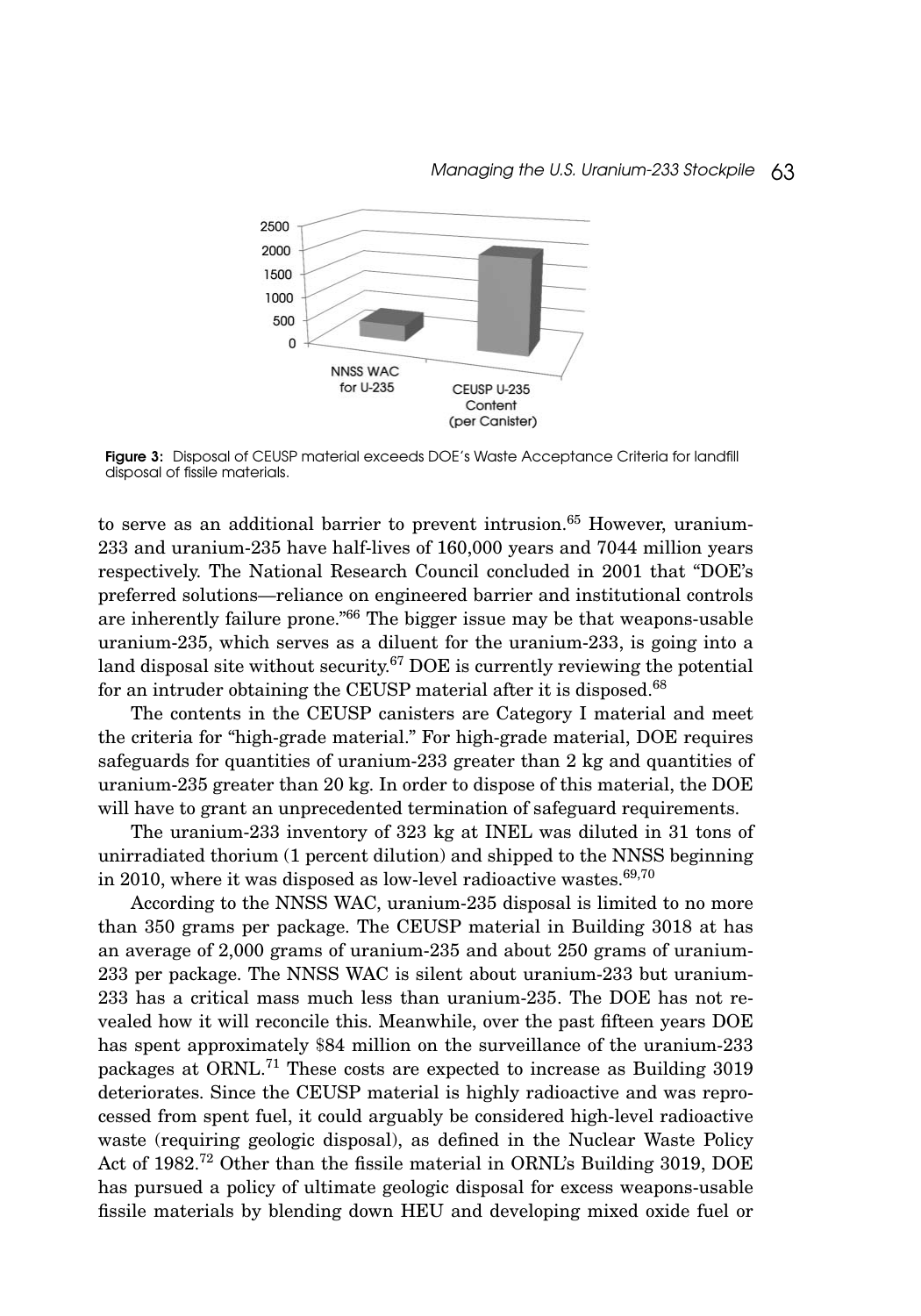**Figure 3:** Disposal of CEUSP material exceeds DOE's Waste Acceptance Criteria for landfill disposal of fissile materials.

to serve as an additional barrier to prevent intrusion.[65] However, uranium-233 and uranium-235 have half-lives of 160,000 years and 7044 million years respectively. The National Research Council concluded in 2001 that "DOE's preferred solutions—reliance on engineered barrier and institutional controls are inherently failure prone."[66] The bigger issue may be that weapons-usable uranium-235, which serves as a diluent for the uranium-233, is going into a land disposal site without security.[67] DOE is currently reviewing the potential for an intruder obtaining the CEUSP material after it is disposed.[68]

The contents in the CEUSP canisters are Category I material and meet the criteria for "high-grade material." For high-grade material, DOE requires safeguards for quantities of uranium-233 greater than 2 kg and quantities of uranium-235 greater than 20 kg. In order to dispose of this material, the DOE will have to grant an unprecedented termination of safeguard requirements.

The uranium-233 inventory of 323 kg at INEL was diluted in 31 tons of unirradiated thorium (1 percent dilution) and shipped to the NNSS beginning in 2010, where it was disposed as low-level radioactive wastes.[69,70]

According to the NNSS WAC, uranium-235 disposal is limited to no more than 350 grams per package. The CEUSP material in Building 3018 at has an average of 2,000 grams of uranium-235 and about 250 grams of uranium-233 per package. The NNSS WAC is silent about uranium-233 but uranium-233 has a critical mass much less than uranium-235. The DOE has not revealed how it will reconcile this. Meanwhile, over the past fifteen years DOE has spent approximately $84 million on the surveillance of the uranium-233 packages at ORNL.[71] These costs are expected to increase as Building 3019 deteriorates. Since the CEUSP material is highly radioactive and was reprocessed from spent fuel, it could arguably be considered high-level radioactive waste (requiring geologic disposal), as defined in the Nuclear Waste Policy Act of 1982.[72] Other than the fissile material in ORNL's Building 3019, DOE has pursued a policy of ultimate geologic disposal for excess weapons-usable fissile materials by blending down HEU and developing mixed oxide fuel or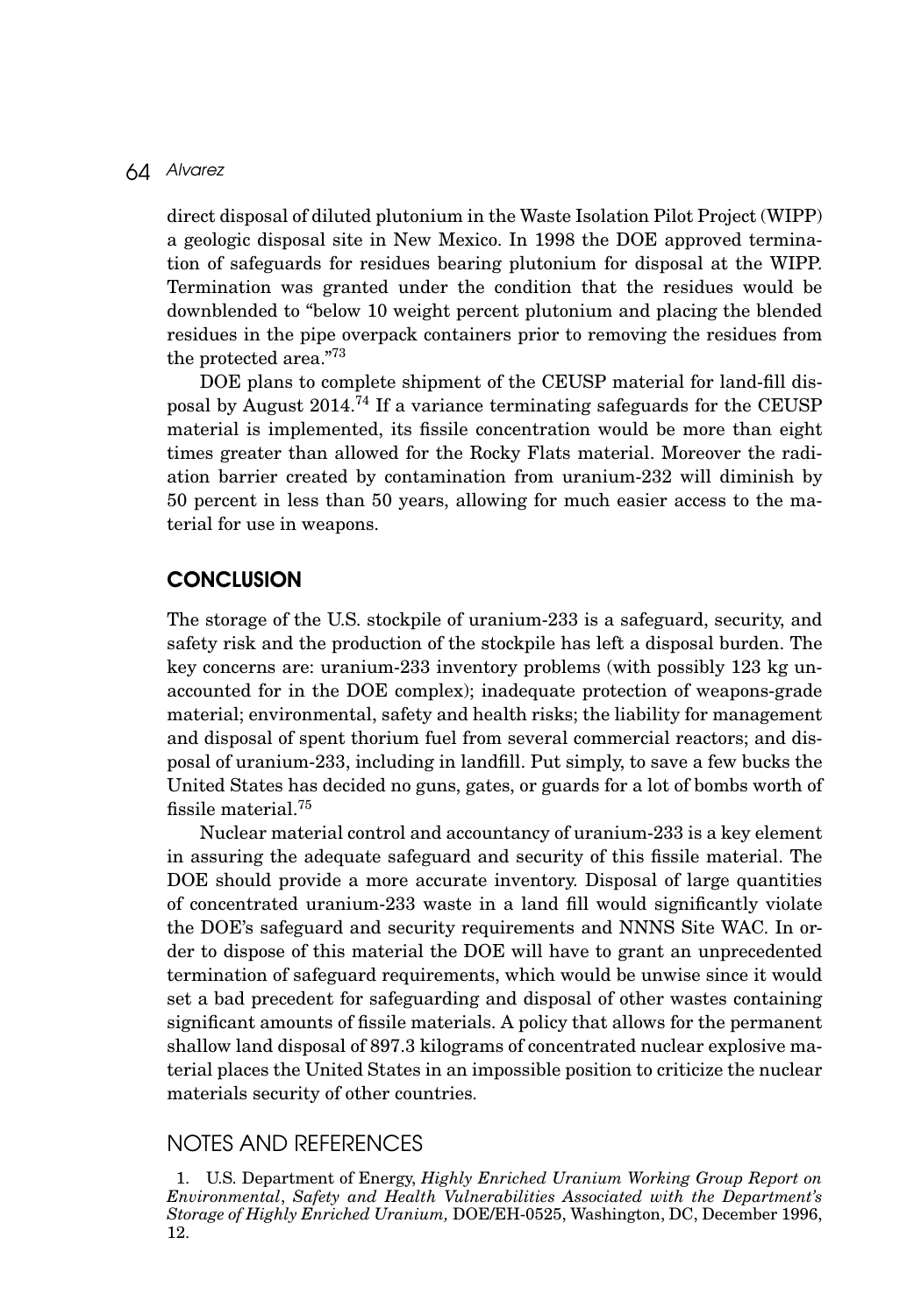direct disposal of diluted plutonium in the Waste Isolation Pilot Project (WIPP) a geologic disposal site in New Mexico. In 1998 the DOE approved termination of safeguards for residues bearing plutonium for disposal at the WIPP. Termination was granted under the condition that the residues would be downblended to "below 10 weight percent plutonium and placing the blended residues in the pipe overpack containers prior to removing the residues from the protected area."[73]

DOE plans to complete shipment of the CEUSP material for land-fill disposal by August 2014.[74] If a variance terminating safeguards for the CEUSP material is implemented, its fissile concentration would be more than eight times greater than allowed for the Rocky Flats material. Moreover the radiation barrier created by contamination from uranium-232 will diminish by 50 percent in less than 50 years, allowing for much easier access to the material for use in weapons.

## CONCLUSION

The storage of the U.S. stockpile of uranium-233 is a safeguard, security, and safety risk and the production of the stockpile has left a disposal burden. The key concerns are: uranium-233 inventory problems (with possibly 123 kg unaccounted for in the DOE complex); inadequate protection of weapons-grade material; environmental, safety and health risks; the liability for management and disposal of spent thorium fuel from several commercial reactors; and disposal of uranium-233, including in landfill. Put simply, to save a few bucks the United States has decided no guns, gates, or guards for a lot of bombs worth of fissile material.[75]

Nuclear material control and accountancy of uranium-233 is a key element in assuring the adequate safeguard and security of this fissile material. The DOE should provide a more accurate inventory. Disposal of large quantities of concentrated uranium-233 waste in a land fill would significantly violate the DOE's safeguard and security requirements and NNNS Site WAC. In order to dispose of this material the DOE will have to grant an unprecedented termination of safeguard requirements, which would be unwise since it would set a bad precedent for safeguarding and disposal of other wastes containing significant amounts of fissile materials. A policy that allows for the permanent shallow land disposal of 897.3 kilograms of concentrated nuclear explosive material places the United States in an impossible position to criticize the nuclear materials security of other countries.

## NOTES AND REFERENCES

1. U.S. Department of Energy, *Highly Enriched Uranium Working Group Report on Environmental, Safety and Health Vulnerabilities Associated with the Department's Storage of Highly Enriched Uranium,* DOE/EH-0525, Washington, DC, December 1996, 12.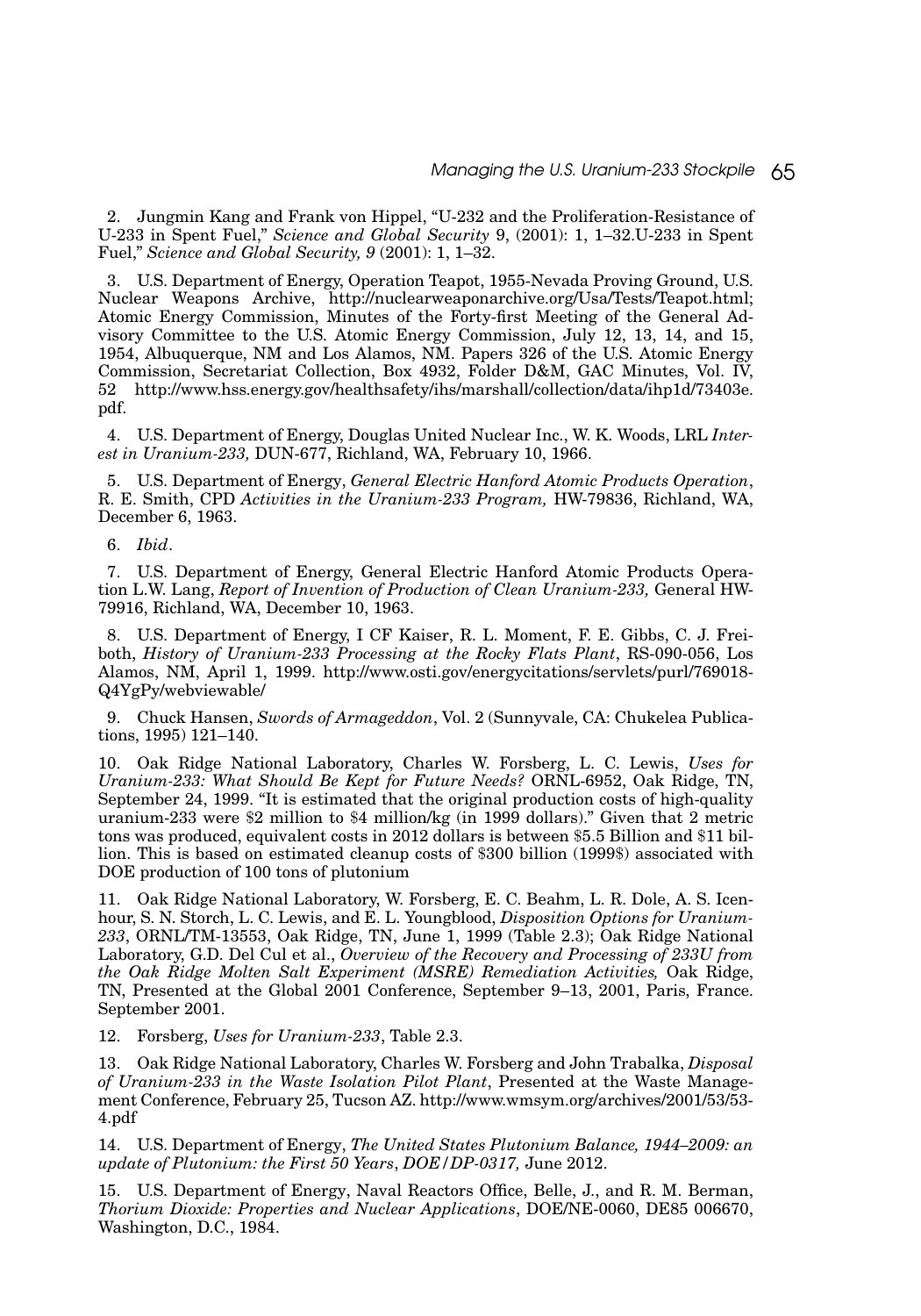2. Jungmin Kang and Frank von Hippel, “U-232 and the Proliferation-Resistance of U-233 in Spent Fuel,” *Science and Global Security* 9, (2001): 1, 1–32.U-233 in Spent Fuel,” *Science and Global Security, 9* (2001): 1, 1–32.

3. U.S. Department of Energy, Operation Teapot, 1955-Nevada Proving Ground, U.S. Nuclear Weapons Archive, http://nuclearweaponarchive.org/Usa/Tests/Teapot.html; Atomic Energy Commission, Minutes of the Forty-first Meeting of the General Advisory Committee to the U.S. Atomic Energy Commission, July 12, 13, 14, and 15, 1954, Albuquerque, NM and Los Alamos, NM. Papers 326 of the U.S. Atomic Energy Commission, Secretariat Collection, Box 4932, Folder D&M, GAC Minutes, Vol. IV, 52 http://www.hss.energy.gov/healthsafety/ihs/marshall/collection/data/ihp1d/73403e.pdf.

4. U.S. Department of Energy, Douglas United Nuclear Inc., W. K. Woods, LRL *Interest in Uranium-233,* DUN-677, Richland, WA, February 10, 1966.

5. U.S. Department of Energy, *General Electric Hanford Atomic Products Operation*, R. E. Smith, CPD *Activities in the Uranium-233 Program,* HW-79836, Richland, WA, December 6, 1963.

6. *Ibid*.

7. U.S. Department of Energy, General Electric Hanford Atomic Products Operation L.W. Lang, *Report of Invention of Production of Clean Uranium-233,* General HW-79916, Richland, WA, December 10, 1963.

8. U.S. Department of Energy, I CF Kaiser, R. L. Moment, F. E. Gibbs, C. J. Freiboth, *History of Uranium-233 Processing at the Rocky Flats Plant*, RS-090-056, Los Alamos, NM, April 1, 1999. http://www.osti.gov/energycitations/servlets/purl/769018-Q4YgPy/webviewable/

9. Chuck Hansen, *Swords of Armageddon*, Vol. 2 (Sunnyvale, CA: Chukelea Publications, 1995) 121–140.

10. Oak Ridge National Laboratory, Charles W. Forsberg, L. C. Lewis, *Uses for Uranium-233: What Should Be Kept for Future Needs?* ORNL-6952, Oak Ridge, TN, September 24, 1999. “It is estimated that the original production costs of high-quality uranium-233 were $2 million to $4 million/kg (in 1999 dollars).” Given that 2 metric tons was produced, equivalent costs in 2012 dollars is between $5.5 Billion and $11 billion. This is based on estimated cleanup costs of $300 billion (1999$) associated with DOE production of 100 tons of plutonium

11. Oak Ridge National Laboratory, W. Forsberg, E. C. Beahm, L. R. Dole, A. S. Icenhour, S. N. Storch, L. C. Lewis, and E. L. Youngblood, *Disposition Options for Uranium-233*, ORNL/TM-13553, Oak Ridge, TN, June 1, 1999 (Table 2.3); Oak Ridge National Laboratory, G.D. Del Cul et al., *Overview of the Recovery and Processing of 233U from the Oak Ridge Molten Salt Experiment (MSRE) Remediation Activities,* Oak Ridge, TN, Presented at the Global 2001 Conference, September 9–13, 2001, Paris, France. September 2001.

12. Forsberg, *Uses for Uranium-233*, Table 2.3.

13. Oak Ridge National Laboratory, Charles W. Forsberg and John Trabalka, *Disposal of Uranium-233 in the Waste Isolation Pilot Plant*, Presented at the Waste Management Conference, February 25, Tucson AZ. http://www.wmsym.org/archives/2001/53/53-4.pdf

14. U.S. Department of Energy, *The United States Plutonium Balance, 1944–2009: an update of Plutonium: the First 50 Years*, *DOE/DP-0317,* June 2012.

15. U.S. Department of Energy, Naval Reactors Office, Belle, J., and R. M. Berman, *Thorium Dioxide: Properties and Nuclear Applications*, DOE/NE-0060, DE85 006670, Washington, D.C., 1984.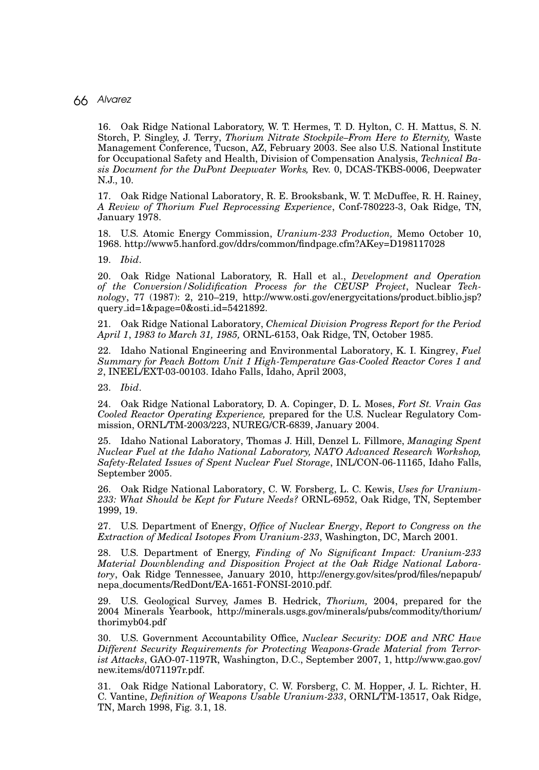16. Oak Ridge National Laboratory, W. T. Hermes, T. D. Hylton, C. H. Mattus, S. N. Storch, P. Singley, J. Terry, *Thorium Nitrate Stockpile–From Here to Eternity,* Waste Management Conference, Tucson, AZ, February 2003. See also U.S. National Institute for Occupational Safety and Health, Division of Compensation Analysis, *Technical Basis Document for the DuPont Deepwater Works,* Rev. 0, DCAS-TKBS-0006, Deepwater N.J., 10.

17. Oak Ridge National Laboratory, R. E. Brooksbank, W. T. McDuffee, R. H. Rainey, *A Review of Thorium Fuel Reprocessing Experience*, Conf-780223-3, Oak Ridge, TN, January 1978.

18. U.S. Atomic Energy Commission, *Uranium-233 Production,* Memo October 10, 1968. http://www5.hanford.gov/ddrs/common/findpage.cfm?AKey=D198117028

19. *Ibid*.

20. Oak Ridge National Laboratory, R. Hall et al., *Development and Operation of the Conversion/Solidification Process for the CEUSP Project*, Nuclear *Technology*, 77 (1987): 2, 210–219, http://www.osti.gov/energycitations/product.biblio.jsp?query_id=1&page=0&osti_id=5421892.

21. Oak Ridge National Laboratory, *Chemical Division Progress Report for the Period April 1, 1983 to March 31, 1985,* ORNL-6153, Oak Ridge, TN, October 1985.

22. Idaho National Engineering and Environmental Laboratory, K. I. Kingrey, *Fuel Summary for Peach Bottom Unit 1 High-Temperature Gas-Cooled Reactor Cores 1 and 2*, INEEL/EXT-03-00103. Idaho Falls, Idaho, April 2003,

23. *Ibid*.

24. Oak Ridge National Laboratory, D. A. Copinger, D. L. Moses, *Fort St. Vrain Gas Cooled Reactor Operating Experience,* prepared for the U.S. Nuclear Regulatory Commission, ORNL/TM-2003/223, NUREG/CR-6839, January 2004.

25. Idaho National Laboratory, Thomas J. Hill, Denzel L. Fillmore, *Managing Spent Nuclear Fuel at the Idaho National Laboratory, NATO Advanced Research Workshop, Safety-Related Issues of Spent Nuclear Fuel Storage*, INL/CON-06-11165, Idaho Falls, September 2005.

26. Oak Ridge National Laboratory, C. W. Forsberg, L. C. Kewis, *Uses for Uranium-233: What Should be Kept for Future Needs?* ORNL-6952, Oak Ridge, TN, September 1999, 19.

27. U.S. Department of Energy, *Office of Nuclear Energy*, *Report to Congress on the Extraction of Medical Isotopes From Uranium-233*, Washington, DC, March 2001.

28. U.S. Department of Energy, *Finding of No Significant Impact: Uranium-233 Material Downblending and Disposition Project at the Oak Ridge National Laboratory*, Oak Ridge Tennessee, January 2010, http://energy.gov/sites/prod/files/nepapub/nepa_documents/RedDont/EA-1651-FONSI-2010.pdf.

29. U.S. Geological Survey, James B. Hedrick, *Thorium,* 2004, prepared for the 2004 Minerals Yearbook, http://minerals.usgs.gov/minerals/pubs/commodity/thorium/thorimyb04.pdf

30. U.S. Government Accountability Office, *Nuclear Security: DOE and NRC Have Different Security Requirements for Protecting Weapons-Grade Material from Terrorist Attacks*, GAO-07-1197R, Washington, D.C., September 2007, 1, http://www.gao.gov/new.items/d071197r.pdf.

31. Oak Ridge National Laboratory, C. W. Forsberg, C. M. Hopper, J. L. Richter, H. C. Vantine, *Definition of Weapons Usable Uranium-233*, ORNL/TM-13517, Oak Ridge, TN, March 1998, Fig. 3.1, 18.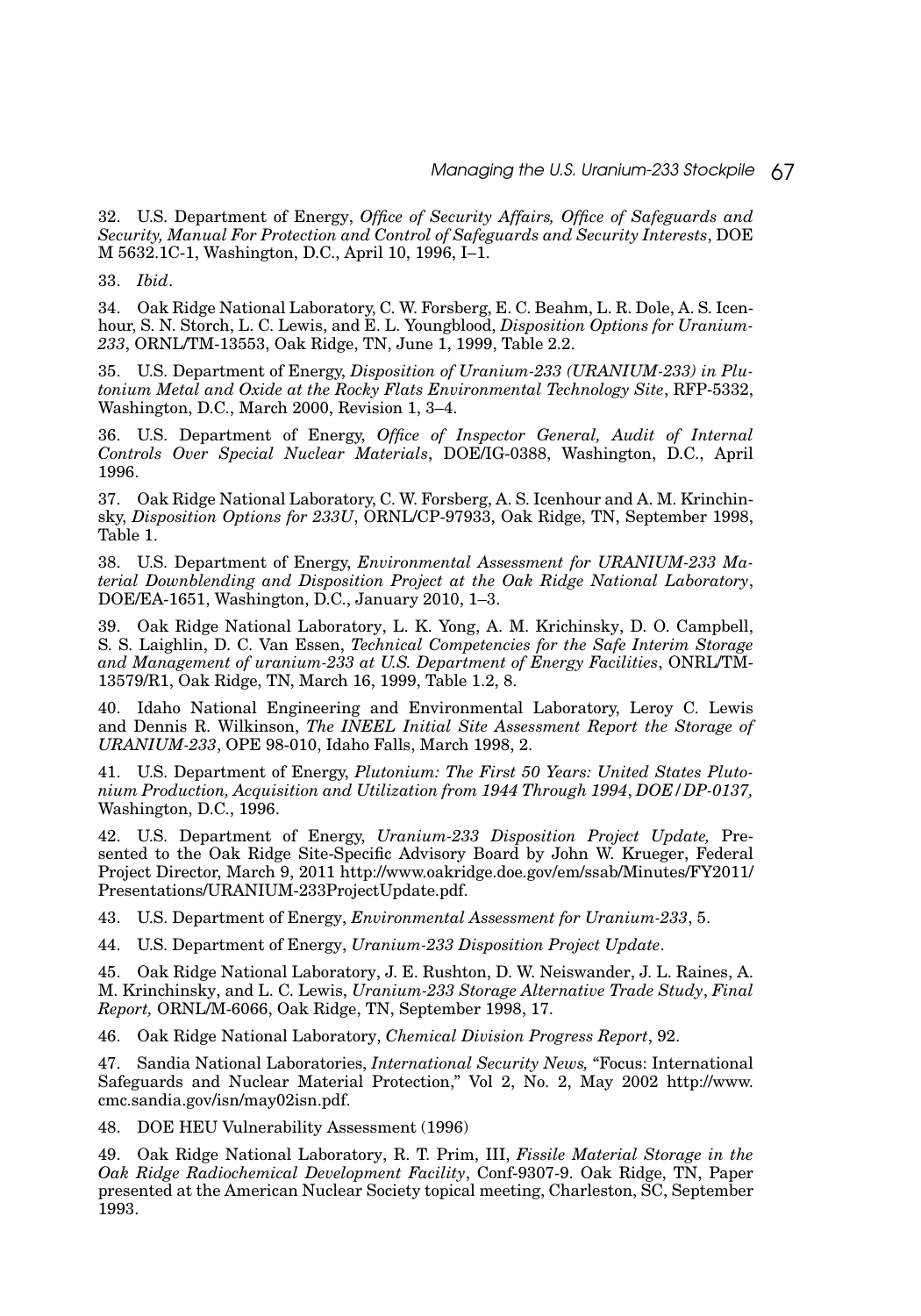32. U.S. Department of Energy, *Office of Security Affairs, Office of Safeguards and Security, Manual For Protection and Control of Safeguards and Security Interests*, DOE M 5632.1C-1, Washington, D.C., April 10, 1996, I–1.

33. *Ibid*.

34. Oak Ridge National Laboratory, C. W. Forsberg, E. C. Beahm, L. R. Dole, A. S. Icenhour, S. N. Storch, L. C. Lewis, and E. L. Youngblood, *Disposition Options for Uranium-233*, ORNL/TM-13553, Oak Ridge, TN, June 1, 1999, Table 2.2.

35. U.S. Department of Energy, *Disposition of Uranium-233 (URANIUM-233) in Plutonium Metal and Oxide at the Rocky Flats Environmental Technology Site*, RFP-5332, Washington, D.C., March 2000, Revision 1, 3–4.

36. U.S. Department of Energy, *Office of Inspector General, Audit of Internal Controls Over Special Nuclear Materials*, DOE/IG-0388, Washington, D.C., April 1996.

37. Oak Ridge National Laboratory, C. W. Forsberg, A. S. Icenhour and A. M. Krinchinsky, *Disposition Options for 233U*, ORNL/CP-97933, Oak Ridge, TN, September 1998, Table 1.

38. U.S. Department of Energy, *Environmental Assessment for URANIUM-233 Material Downblending and Disposition Project at the Oak Ridge National Laboratory*, DOE/EA-1651, Washington, D.C., January 2010, 1–3.

39. Oak Ridge National Laboratory, L. K. Yong, A. M. Krichinsky, D. O. Campbell, S. S. Laighlin, D. C. Van Essen, *Technical Competencies for the Safe Interim Storage and Management of uranium-233 at U.S. Department of Energy Facilities*, ONRL/TM-13579/R1, Oak Ridge, TN, March 16, 1999, Table 1.2, 8.

40. Idaho National Engineering and Environmental Laboratory, Leroy C. Lewis and Dennis R. Wilkinson, *The INEEL Initial Site Assessment Report the Storage of URANIUM-233*, OPE 98-010, Idaho Falls, March 1998, 2.

41. U.S. Department of Energy, *Plutonium: The First 50 Years: United States Plutonium Production, Acquisition and Utilization from 1944 Through 1994*, *DOE/DP-0137,* Washington, D.C., 1996.

42. U.S. Department of Energy, *Uranium-233 Disposition Project Update,* Presented to the Oak Ridge Site-Specific Advisory Board by John W. Krueger, Federal Project Director, March 9, 2011 http://www.oakridge.doe.gov/em/ssab/Minutes/FY2011/Presentations/URANIUM-233ProjectUpdate.pdf.

43. U.S. Department of Energy, *Environmental Assessment for Uranium-233*, 5.

44. U.S. Department of Energy, *Uranium-233 Disposition Project Update*.

45. Oak Ridge National Laboratory, J. E. Rushton, D. W. Neiswander, J. L. Raines, A. M. Krinchinsky, and L. C. Lewis, *Uranium-233 Storage Alternative Trade Study*, *Final Report,* ORNL/M-6066, Oak Ridge, TN, September 1998, 17.

46. Oak Ridge National Laboratory, *Chemical Division Progress Report*, 92.

47. Sandia National Laboratories, *International Security News,* "Focus: International Safeguards and Nuclear Material Protection," Vol 2, No. 2, May 2002 http://www.cmc.sandia.gov/isn/may02isn.pdf.

48. DOE HEU Vulnerability Assessment (1996)

49. Oak Ridge National Laboratory, R. T. Prim, III, *Fissile Material Storage in the Oak Ridge Radiochemical Development Facility*, Conf-9307-9. Oak Ridge, TN, Paper presented at the American Nuclear Society topical meeting, Charleston, SC, September 1993.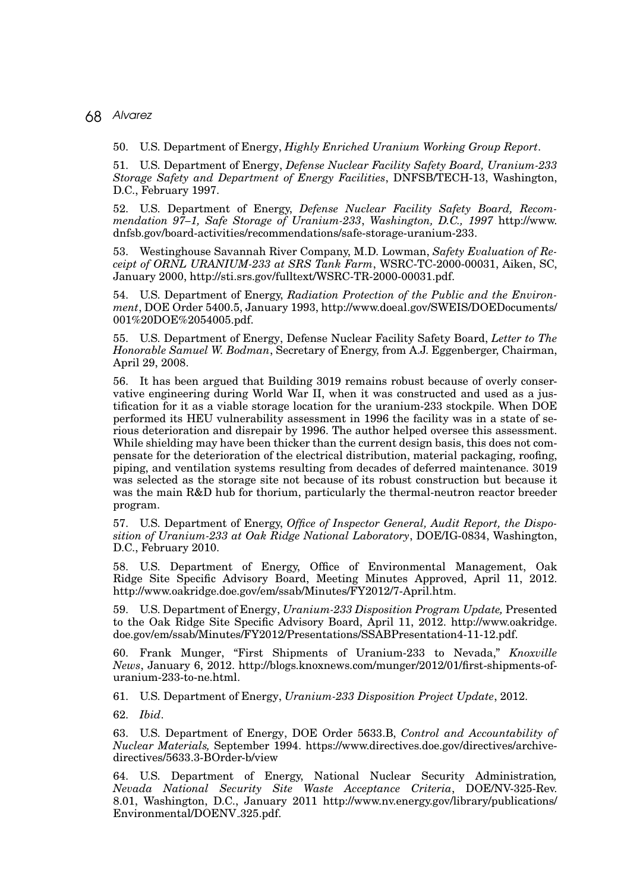50. U.S. Department of Energy, *Highly Enriched Uranium Working Group Report*.

51. U.S. Department of Energy, *Defense Nuclear Facility Safety Board, Uranium-233 Storage Safety and Department of Energy Facilities*, DNFSB/TECH-13, Washington, D.C., February 1997.

52. U.S. Department of Energy, *Defense Nuclear Facility Safety Board, Recommendation 97–1, Safe Storage of Uranium-233, Washington, D.C., 1997* http://www.dnfsb.gov/board-activities/recommendations/safe-storage-uranium-233.

53. Westinghouse Savannah River Company, M.D. Lowman, *Safety Evaluation of Receipt of ORNL URANIUM-233 at SRS Tank Farm*, WSRC-TC-2000-00031, Aiken, SC, January 2000, http://sti.srs.gov/fulltext/WSRC-TR-2000-00031.pdf.

54. U.S. Department of Energy, *Radiation Protection of the Public and the Environment*, DOE Order 5400.5, January 1993, http://www.doeal.gov/SWEIS/DOEDocuments/001%20DOE%2054005.pdf.

55. U.S. Department of Energy, Defense Nuclear Facility Safety Board, *Letter to The Honorable Samuel W. Bodman*, Secretary of Energy, from A.J. Eggenberger, Chairman, April 29, 2008.

56. It has been argued that Building 3019 remains robust because of overly conservative engineering during World War II, when it was constructed and used as a justification for it as a viable storage location for the uranium-233 stockpile. When DOE performed its HEU vulnerability assessment in 1996 the facility was in a state of serious deterioration and disrepair by 1996. The author helped oversee this assessment. While shielding may have been thicker than the current design basis, this does not compensate for the deterioration of the electrical distribution, material packaging, roofing, piping, and ventilation systems resulting from decades of deferred maintenance. 3019 was selected as the storage site not because of its robust construction but because it was the main R&D hub for thorium, particularly the thermal-neutron reactor breeder program.

57. U.S. Department of Energy, *Office of Inspector General, Audit Report, the Disposition of Uranium-233 at Oak Ridge National Laboratory*, DOE/IG-0834, Washington, D.C., February 2010.

58. U.S. Department of Energy, Office of Environmental Management, Oak Ridge Site Specific Advisory Board, Meeting Minutes Approved, April 11, 2012. http://www.oakridge.doe.gov/em/ssab/Minutes/FY2012/7-April.htm.

59. U.S. Department of Energy, *Uranium-233 Disposition Program Update,* Presented to the Oak Ridge Site Specific Advisory Board, April 11, 2012. http://www.oakridge.doe.gov/em/ssab/Minutes/FY2012/Presentations/SSABPresentation4-11-12.pdf.

60. Frank Munger, "First Shipments of Uranium-233 to Nevada," *Knoxville News*, January 6, 2012. http://blogs.knoxnews.com/munger/2012/01/first-shipments-of-uranium-233-to-ne.html.

61. U.S. Department of Energy, *Uranium-233 Disposition Project Update*, 2012.

62. *Ibid*.

63. U.S. Department of Energy, DOE Order 5633.B, *Control and Accountability of Nuclear Materials,* September 1994. https://www.directives.doe.gov/directives/archive-directives/5633.3-BOrder-b/view

64. U.S. Department of Energy, National Nuclear Security Administration*, Nevada National Security Site Waste Acceptance Criteria*, DOE/NV-325-Rev. 8.01, Washington, D.C., January 2011 http://www.nv.energy.gov/library/publications/Environmental/DOENV_325.pdf.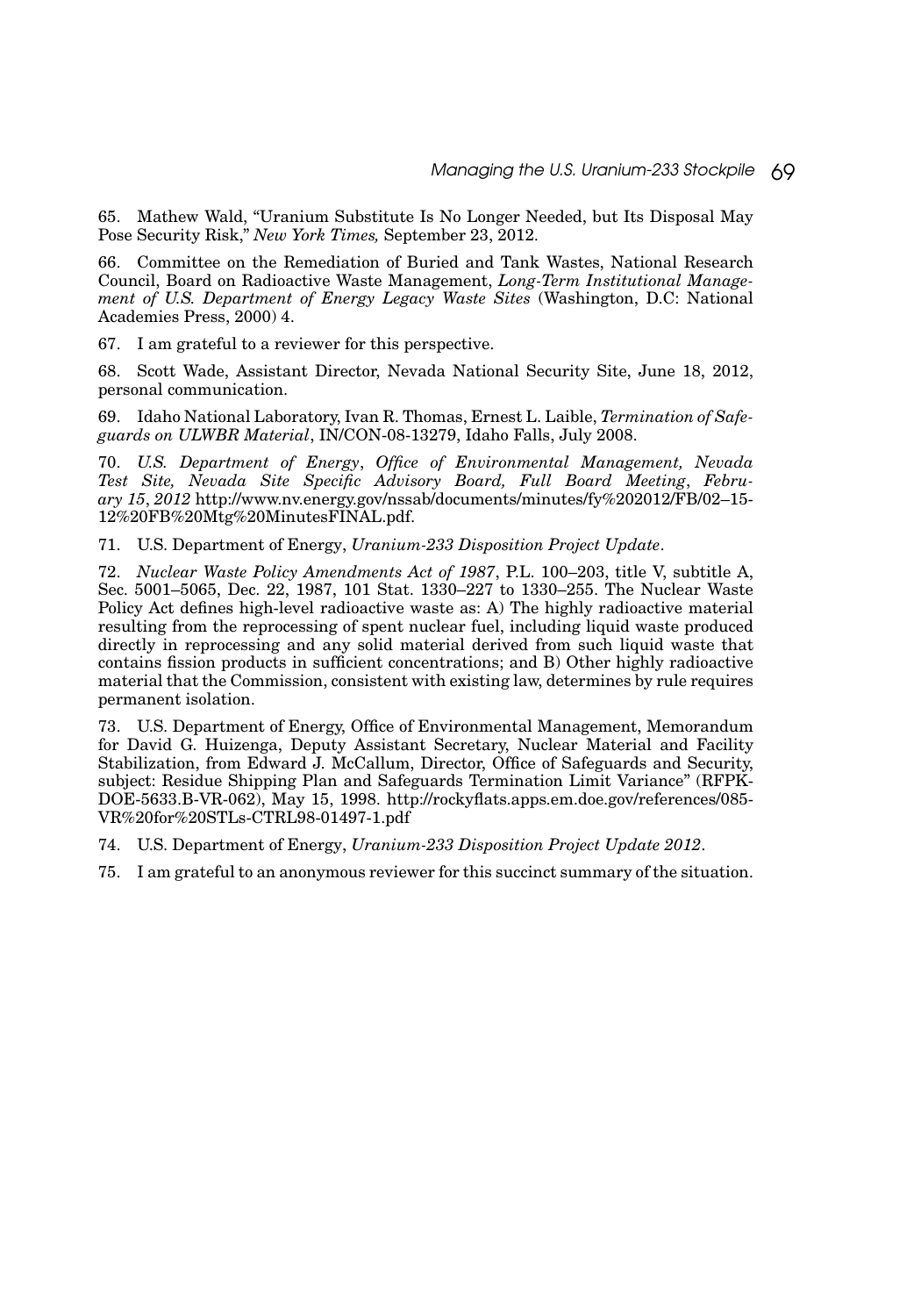65. Mathew Wald, "Uranium Substitute Is No Longer Needed, but Its Disposal May Pose Security Risk," *New York Times,* September 23, 2012.

66. Committee on the Remediation of Buried and Tank Wastes, National Research Council, Board on Radioactive Waste Management, *Long-Term Institutional Management of U.S. Department of Energy Legacy Waste Sites* (Washington, D.C: National Academies Press, 2000) 4.

67. I am grateful to a reviewer for this perspective.

68. Scott Wade, Assistant Director, Nevada National Security Site, June 18, 2012, personal communication.

69. Idaho National Laboratory, Ivan R. Thomas, Ernest L. Laible, *Termination of Safeguards on ULWBR Material*, IN/CON-08-13279, Idaho Falls, July 2008.

70. *U.S. Department of Energy*, *Office of Environmental Management, Nevada Test Site, Nevada Site Specific Advisory Board, Full Board Meeting*, *February 15*, *2012* http://www.nv.energy.gov/nssab/documents/minutes/fy%202012/FB/02–15-12%20FB%20Mtg%20MinutesFINAL.pdf.

71. U.S. Department of Energy, *Uranium-233 Disposition Project Update*.

72. *Nuclear Waste Policy Amendments Act of 1987*, P.L. 100–203, title V, subtitle A, Sec. 5001–5065, Dec. 22, 1987, 101 Stat. 1330–227 to 1330–255. The Nuclear Waste Policy Act defines high-level radioactive waste as: A) The highly radioactive material resulting from the reprocessing of spent nuclear fuel, including liquid waste produced directly in reprocessing and any solid material derived from such liquid waste that contains fission products in sufficient concentrations; and B) Other highly radioactive material that the Commission, consistent with existing law, determines by rule requires permanent isolation.

73. U.S. Department of Energy, Office of Environmental Management, Memorandum for David G. Huizenga, Deputy Assistant Secretary, Nuclear Material and Facility Stabilization, from Edward J. McCallum, Director, Office of Safeguards and Security, subject: Residue Shipping Plan and Safeguards Termination Limit Variance" (RFPK-DOE-5633.B-VR-062), May 15, 1998. http://rockyflats.apps.em.doe.gov/references/085-VR%20for%20STLs-CTRL98-01497-1.pdf

74. U.S. Department of Energy, *Uranium-233 Disposition Project Update 2012*.

75. I am grateful to an anonymous reviewer for this succinct summary of the situation.